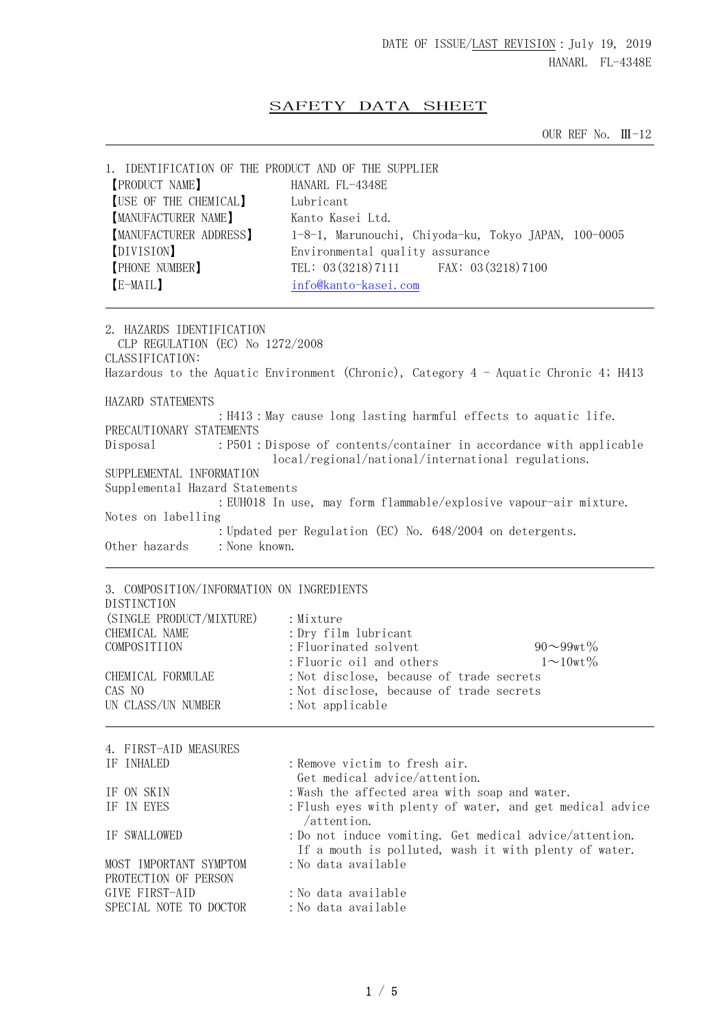DATE OF ISSUE/LAST REVISION : July 19, 2019
HANARL FL-4348E

# SAFETY DATA SHEET

OUR REF No. Ⅲ-12

## 1. IDENTIFICATION OF THE PRODUCT AND OF THE SUPPLIER

【PRODUCT NAME】 HANARL FL-4348E
【USE OF THE CHEMICAL】 Lubricant
【MANUFACTURER NAME】 Kanto Kasei Ltd.
【MANUFACTURER ADDRESS】 1-8-1, Marunouchi, Chiyoda-ku, Tokyo JAPAN, 100-0005
【DIVISION】 Environmental quality assurance
【PHONE NUMBER】 TEL: 03(3218)7111 FAX: 03(3218)7100
【E-MAIL】 info@kanto-kasei.com

## 2. HAZARDS IDENTIFICATION

CLP REGULATION (EC) No 1272/2008
CLASSIFICATION:
Hazardous to the Aquatic Environment (Chronic), Category 4 - Aquatic Chronic 4; H413

HAZARD STATEMENTS
: H413 : May cause long lasting harmful effects to aquatic life.

PRECAUTIONARY STATEMENTS
Disposal : P501 : Dispose of contents/container in accordance with applicable local/regional/national/international regulations.

SUPPLEMENTAL INFORMATION
Supplemental Hazard Statements
: EUH018 In use, may form flammable/explosive vapour-air mixture.

Notes on labelling
: Updated per Regulation (EC) No. 648/2004 on detergents.

Other hazards : None known.

## 3. COMPOSITION/INFORMATION ON INGREDIENTS

DISTINCTION
(SINGLE PRODUCT/MIXTURE) : Mixture
CHEMICAL NAME : Dry film lubricant
COMPOSITIION : Fluorinated solvent 90～99wt%
: Fluoric oil and others 1～10wt%
CHEMICAL FORMULAE : Not disclose, because of trade secrets
CAS NO : Not disclose, because of trade secrets
UN CLASS/UN NUMBER : Not applicable

## 4. FIRST-AID MEASURES

IF INHALED : Remove victim to fresh air.
Get medical advice/attention.
IF ON SKIN : Wash the affected area with soap and water.
IF IN EYES : Flush eyes with plenty of water, and get medical advice /attention.
IF SWALLOWED : Do not induce vomiting. Get medical advice/attention.
If a mouth is polluted, wash it with plenty of water.
MOST IMPORTANT SYMPTOM : No data available
PROTECTION OF PERSON
GIVE FIRST-AID : No data available
SPECIAL NOTE TO DOCTOR : No data available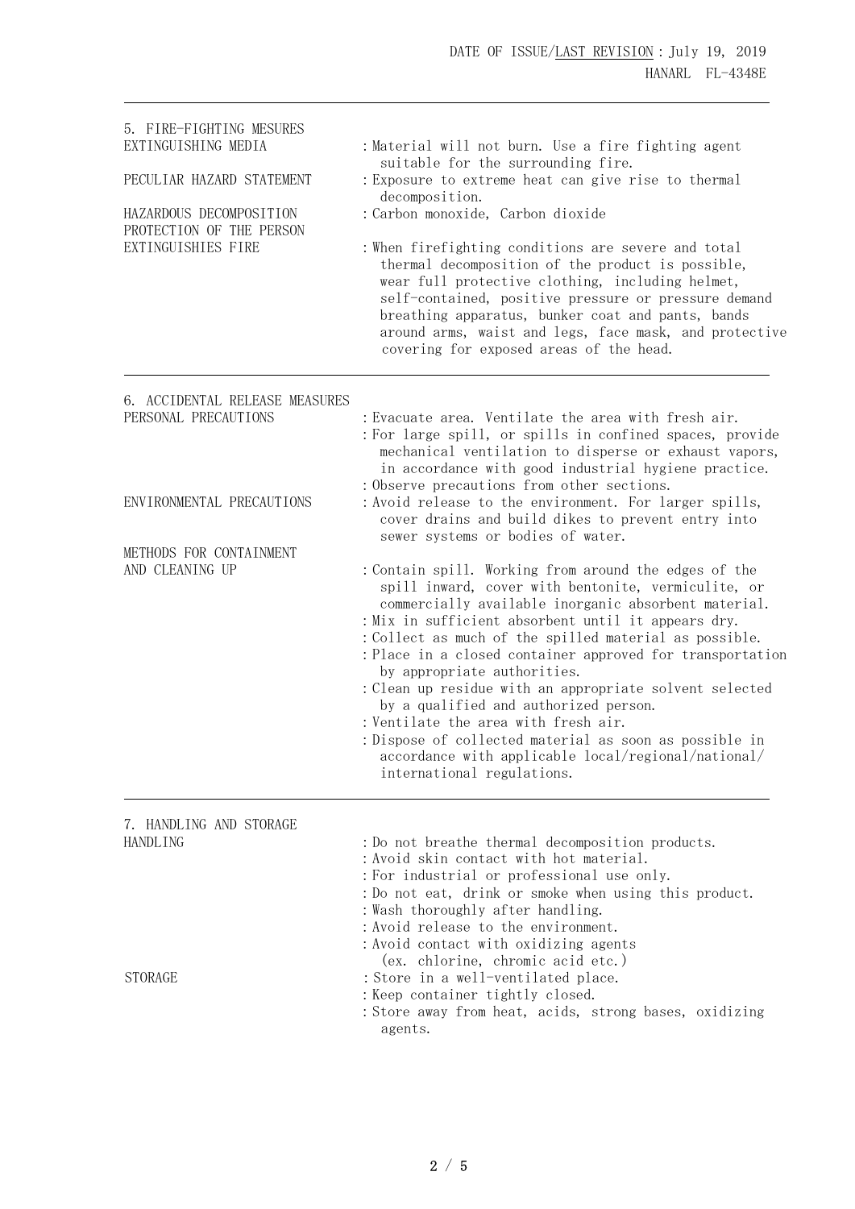## 5. FIRE-FIGHTING MESURES

| | |
|---|---|
| EXTINGUISHING MEDIA | : Material will not burn. Use a fire fighting agent suitable for the surrounding fire. |
| PECULIAR HAZARD STATEMENT | : Exposure to extreme heat can give rise to thermal decomposition. |
| HAZARDOUS DECOMPOSITION | : Carbon monoxide, Carbon dioxide |
| PROTECTION OF THE PERSON EXTINGUISHIES FIRE | : When firefighting conditions are severe and total thermal decomposition of the product is possible, wear full protective clothing, including helmet, self-contained, positive pressure or pressure demand breathing apparatus, bunker coat and pants, bands around arms, waist and legs, face mask, and protective covering for exposed areas of the head. |

## 6. ACCIDENTAL RELEASE MEASURES

| | |
|---|---|
| PERSONAL PRECAUTIONS | : Evacuate area. Ventilate the area with fresh air.<br>: For large spill, or spills in confined spaces, provide mechanical ventilation to disperse or exhaust vapors, in accordance with good industrial hygiene practice.<br>: Observe precautions from other sections. |
| ENVIRONMENTAL PRECAUTIONS | : Avoid release to the environment. For larger spills, cover drains and build dikes to prevent entry into sewer systems or bodies of water. |
| METHODS FOR CONTAINMENT AND CLEANING UP | : Contain spill. Working from around the edges of the spill inward, cover with bentonite, vermiculite, or commercially available inorganic absorbent material.<br>: Mix in sufficient absorbent until it appears dry.<br>: Collect as much of the spilled material as possible.<br>: Place in a closed container approved for transportation by appropriate authorities.<br>: Clean up residue with an appropriate solvent selected by a qualified and authorized person.<br>: Ventilate the area with fresh air.<br>: Dispose of collected material as soon as possible in accordance with applicable local/regional/national/ international regulations. |

## 7. HANDLING AND STORAGE

| | |
|---|---|
| HANDLING | : Do not breathe thermal decomposition products.<br>: Avoid skin contact with hot material.<br>: For industrial or professional use only.<br>: Do not eat, drink or smoke when using this product.<br>: Wash thoroughly after handling.<br>: Avoid release to the environment.<br>: Avoid contact with oxidizing agents (ex. chlorine, chromic acid etc.) |
| STORAGE | : Store in a well-ventilated place.<br>: Keep container tightly closed.<br>: Store away from heat, acids, strong bases, oxidizing agents. |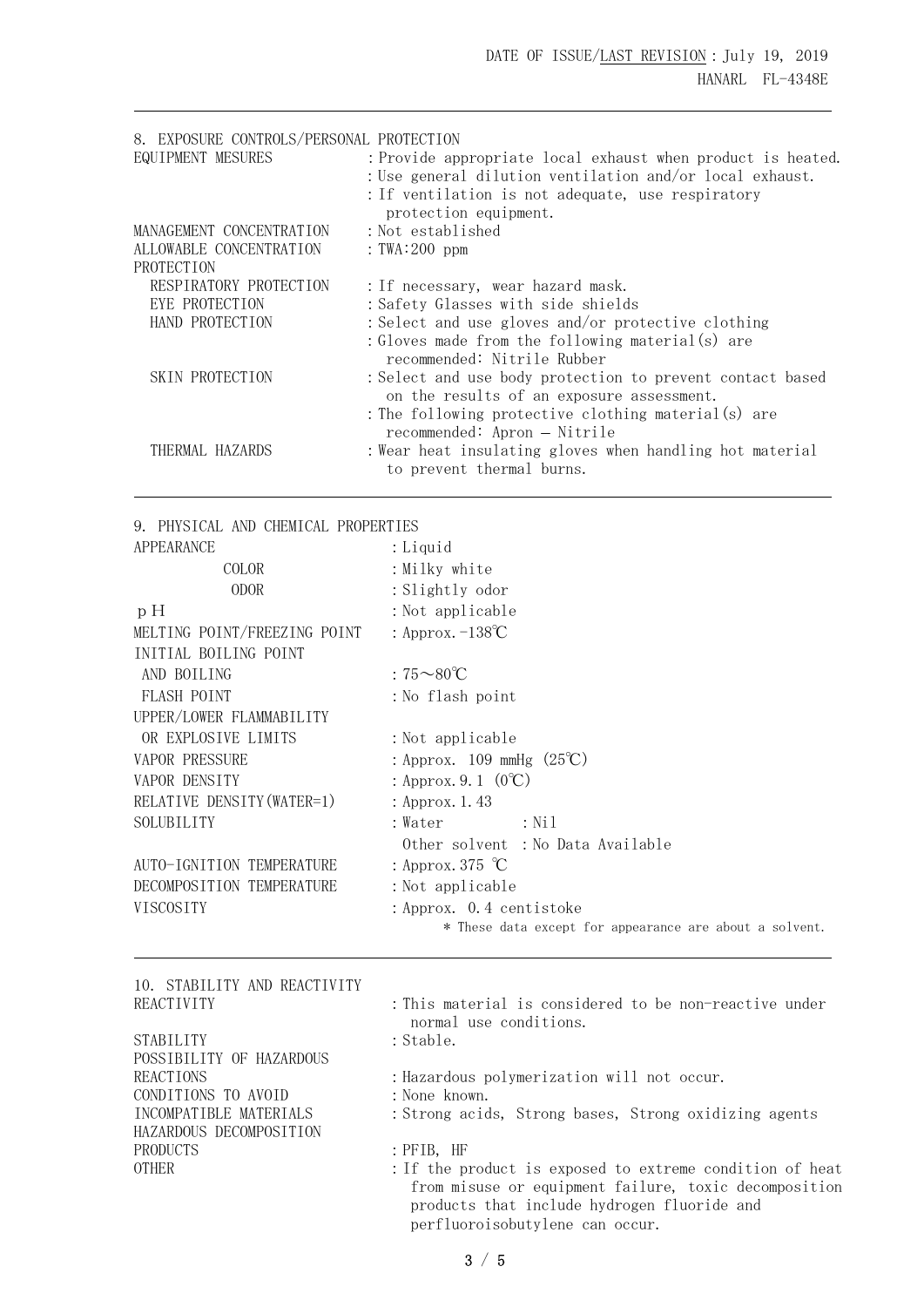## 8. EXPOSURE CONTROLS/PERSONAL PROTECTION

| | |
|---|---|
| EQUIPMENT MESURES | : Provide appropriate local exhaust when product is heated.<br>: Use general dilution ventilation and/or local exhaust.<br>: If ventilation is not adequate, use respiratory protection equipment. |
| MANAGEMENT CONCENTRATION | : Not established |
| ALLOWABLE CONCENTRATION | : TWA:200 ppm |
| PROTECTION | |
| RESPIRATORY PROTECTION | : If necessary, wear hazard mask. |
| EYE PROTECTION | : Safety Glasses with side shields |
| HAND PROTECTION | : Select and use gloves and/or protective clothing<br>: Gloves made from the following material(s) are recommended: Nitrile Rubber |
| SKIN PROTECTION | : Select and use body protection to prevent contact based on the results of an exposure assessment.<br>: The following protective clothing material(s) are recommended: Apron – Nitrile |
| THERMAL HAZARDS | : Wear heat insulating gloves when handling hot material to prevent thermal burns. |

## 9. PHYSICAL AND CHEMICAL PROPERTIES

| | |
|---|---|
| APPEARANCE | : Liquid |
| COLOR | : Milky white |
| ODOR | : Slightly odor |
| pH | : Not applicable |
| MELTING POINT/FREEZING POINT | : Approx. -138℃ |
| INITIAL BOILING POINT AND BOILING | : 75～80℃ |
| FLASH POINT | : No flash point |
| UPPER/LOWER FLAMMABILITY OR EXPLOSIVE LIMITS | : Not applicable |
| VAPOR PRESSURE | : Approx. 109 mmHg (25℃) |
| VAPOR DENSITY | : Approx. 9.1 (0℃) |
| RELATIVE DENSITY(WATER=1) | : Approx. 1.43 |
| SOLUBILITY | : Water : Nil<br>Other solvent : No Data Available |
| AUTO-IGNITION TEMPERATURE | : Approx. 375 ℃ |
| DECOMPOSITION TEMPERATURE | : Not applicable |
| VISCOSITY | : Approx. 0.4 centistoke |

* These data except for appearance are about a solvent.

## 10. STABILITY AND REACTIVITY

| | |
|---|---|
| REACTIVITY | : This material is considered to be non-reactive under normal use conditions. |
| STABILITY | : Stable. |
| POSSIBILITY OF HAZARDOUS REACTIONS | : Hazardous polymerization will not occur. |
| CONDITIONS TO AVOID | : None known. |
| INCOMPATIBLE MATERIALS | : Strong acids, Strong bases, Strong oxidizing agents |
| HAZARDOUS DECOMPOSITION PRODUCTS | : PFIB, HF |
| OTHER | : If the product is exposed to extreme condition of heat from misuse or equipment failure, toxic decomposition products that include hydrogen fluoride and perfluoroisobutylene can occur. |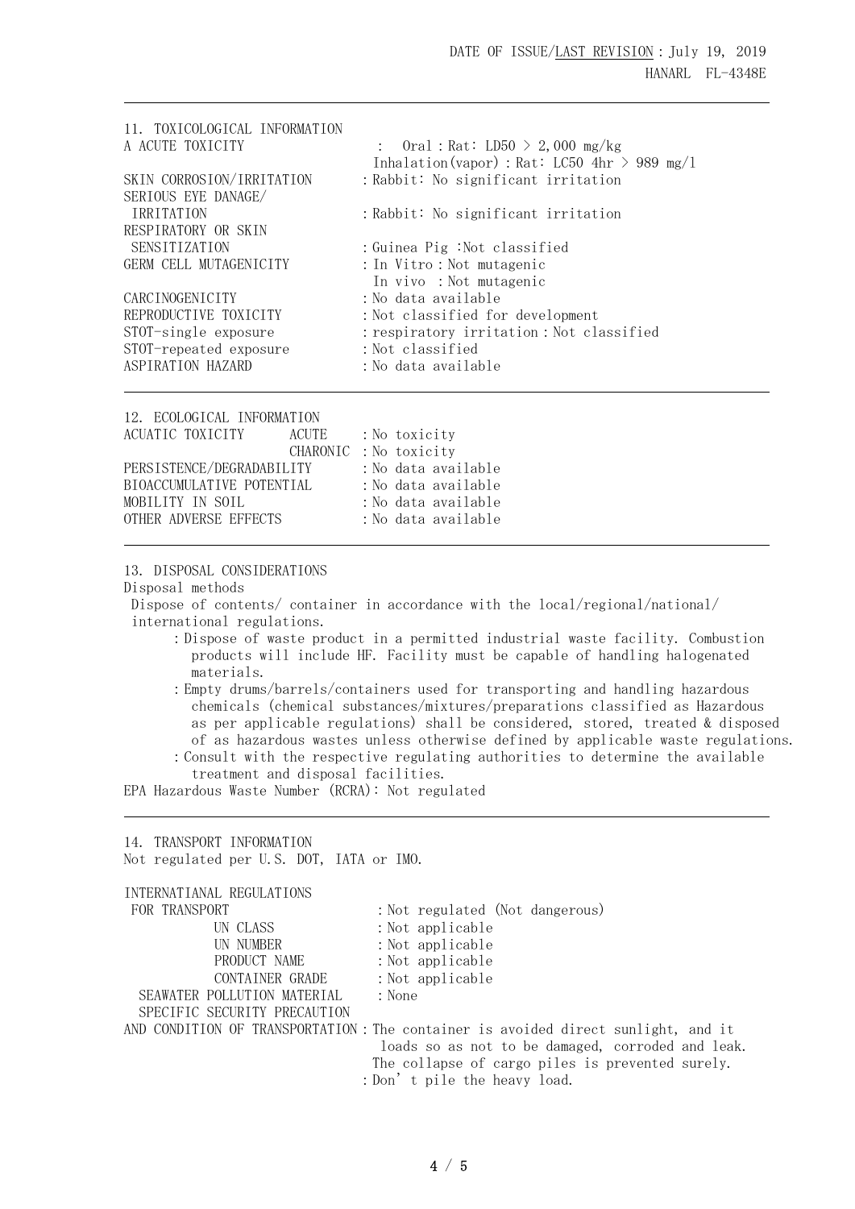## 11. TOXICOLOGICAL INFORMATION

| | |
|---|---|
| A ACUTE TOXICITY | : Oral : Rat: LD50 > 2,000 mg/kg<br>Inhalation(vapor) : Rat: LC50 4hr > 989 mg/l |
| SKIN CORROSION/IRRITATION | : Rabbit: No significant irritation |
| SERIOUS EYE DANAGE/ IRRITATION | : Rabbit: No significant irritation |
| RESPIRATORY OR SKIN SENSITIZATION | : Guinea Pig :Not classified |
| GERM CELL MUTAGENICITY | : In Vitro : Not mutagenic<br>In vivo : Not mutagenic |
| CARCINOGENICITY | : No data available |
| REPRODUCTIVE TOXICITY | : Not classified for development |
| STOT-single exposure | : respiratory irritation : Not classified |
| STOT-repeated exposure | : Not classified |
| ASPIRATION HAZARD | : No data available |

## 12. ECOLOGICAL INFORMATION

| | |
|---|---|
| ACUATIC TOXICITY ACUTE | : No toxicity |
| CHARONIC | : No toxicity |
| PERSISTENCE/DEGRADABILITY | : No data available |
| BIOACCUMULATIVE POTENTIAL | : No data available |
| MOBILITY IN SOIL | : No data available |
| OTHER ADVERSE EFFECTS | : No data available |

## 13. DISPOSAL CONSIDERATIONS

Disposal methods

Dispose of contents/ container in accordance with the local/regional/national/ international regulations.

: Dispose of waste product in a permitted industrial waste facility. Combustion products will include HF. Facility must be capable of handling halogenated materials.

: Empty drums/barrels/containers used for transporting and handling hazardous chemicals (chemical substances/mixtures/preparations classified as Hazardous as per applicable regulations) shall be considered, stored, treated & disposed of as hazardous wastes unless otherwise defined by applicable waste regulations.

: Consult with the respective regulating authorities to determine the available treatment and disposal facilities.

EPA Hazardous Waste Number (RCRA): Not regulated

## 14. TRANSPORT INFORMATION

Not regulated per U.S. DOT, IATA or IMO.

INTERNATIANAL REGULATIONS

| | |
|---|---|
| FOR TRANSPORT | : Not regulated (Not dangerous) |
| UN CLASS | : Not applicable |
| UN NUMBER | : Not applicable |
| PRODUCT NAME | : Not applicable |
| CONTAINER GRADE | : Not applicable |
| SEAWATER POLLUTION MATERIAL | : None |
| SPECIFIC SECURITY PRECAUTION AND CONDITION OF TRANSPORTATION | : The container is avoided direct sunlight, and it loads so as not to be damaged, corroded and leak. The collapse of cargo piles is prevented surely.<br>: Don' t pile the heavy load. |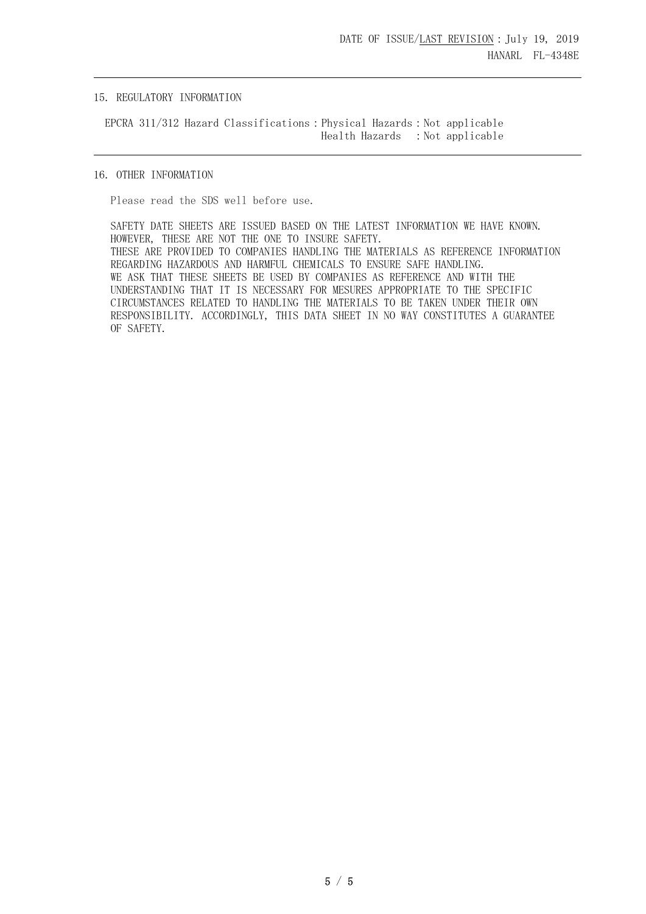## 15. REGULATORY INFORMATION

EPCRA 311/312 Hazard Classifications : Physical Hazards : Not applicable
Health Hazards : Not applicable

## 16. OTHER INFORMATION

Please read the SDS well before use.

SAFETY DATE SHEETS ARE ISSUED BASED ON THE LATEST INFORMATION WE HAVE KNOWN. HOWEVER, THESE ARE NOT THE ONE TO INSURE SAFETY.
THESE ARE PROVIDED TO COMPANIES HANDLING THE MATERIALS AS REFERENCE INFORMATION REGARDING HAZARDOUS AND HARMFUL CHEMICALS TO ENSURE SAFE HANDLING.
WE ASK THAT THESE SHEETS BE USED BY COMPANIES AS REFERENCE AND WITH THE UNDERSTANDING THAT IT IS NECESSARY FOR MESURES APPROPRIATE TO THE SPECIFIC CIRCUMSTANCES RELATED TO HANDLING THE MATERIALS TO BE TAKEN UNDER THEIR OWN RESPONSIBILITY. ACCORDINGLY, THIS DATA SHEET IN NO WAY CONSTITUTES A GUARANTEE OF SAFETY.